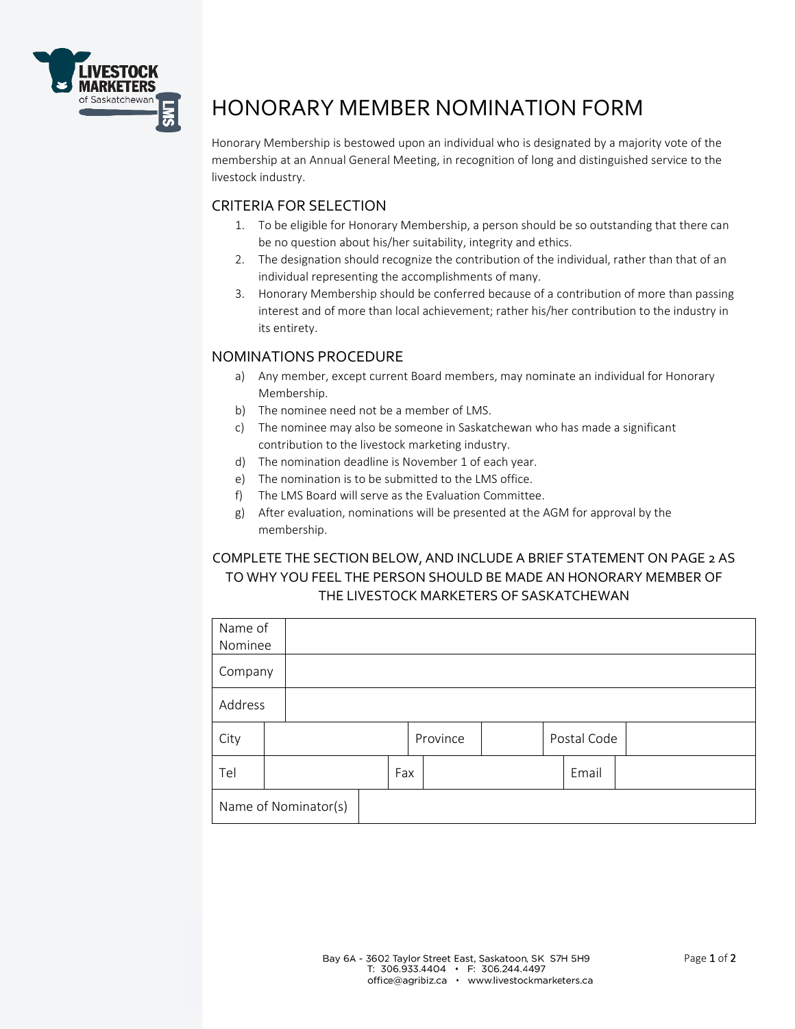# HONORARY MEMBER NOMINATION FORM

Honorary Membership is bestowed upon an individual who is designated by a majority vote of the membership at an Annual General Meeting, in recognition of long and distinguished service to the livestock industry.

## CRITERIA FOR SELECTION

1. To be eligible for Honorary Membership, a person should be so outstanding that there can be no question about his/her suitability, integrity and ethics.
2. The designation should recognize the contribution of the individual, rather than that of an individual representing the accomplishments of many.
3. Honorary Membership should be conferred because of a contribution of more than passing interest and of more than local achievement; rather his/her contribution to the industry in its entirety.

## NOMINATIONS PROCEDURE

a) Any member, except current Board members, may nominate an individual for Honorary Membership.
b) The nominee need not be a member of LMS.
c) The nominee may also be someone in Saskatchewan who has made a significant contribution to the livestock marketing industry.
d) The nomination deadline is November 1 of each year.
e) The nomination is to be submitted to the LMS office.
f) The LMS Board will serve as the Evaluation Committee.
g) After evaluation, nominations will be presented at the AGM for approval by the membership.

## COMPLETE THE SECTION BELOW, AND INCLUDE A BRIEF STATEMENT ON PAGE 2 AS TO WHY YOU FEEL THE PERSON SHOULD BE MADE AN HONORARY MEMBER OF THE LIVESTOCK MARKETERS OF SASKATCHEWAN

| Name of Nominee | | | | | |
|---|---|---|---|---|---|
| Company | | | | | |
| Address | | | | | |
| City | | Province | | Postal Code | |
| Tel | | Fax | | Email | |
| Name of Nominator(s) | | | | | |

Bay 6A - 3602 Taylor Street East, Saskatoon, SK S7H 5H9
T: 306.933.4404 • F: 306.244.4497
office@agribiz.ca • www.livestockmarketers.ca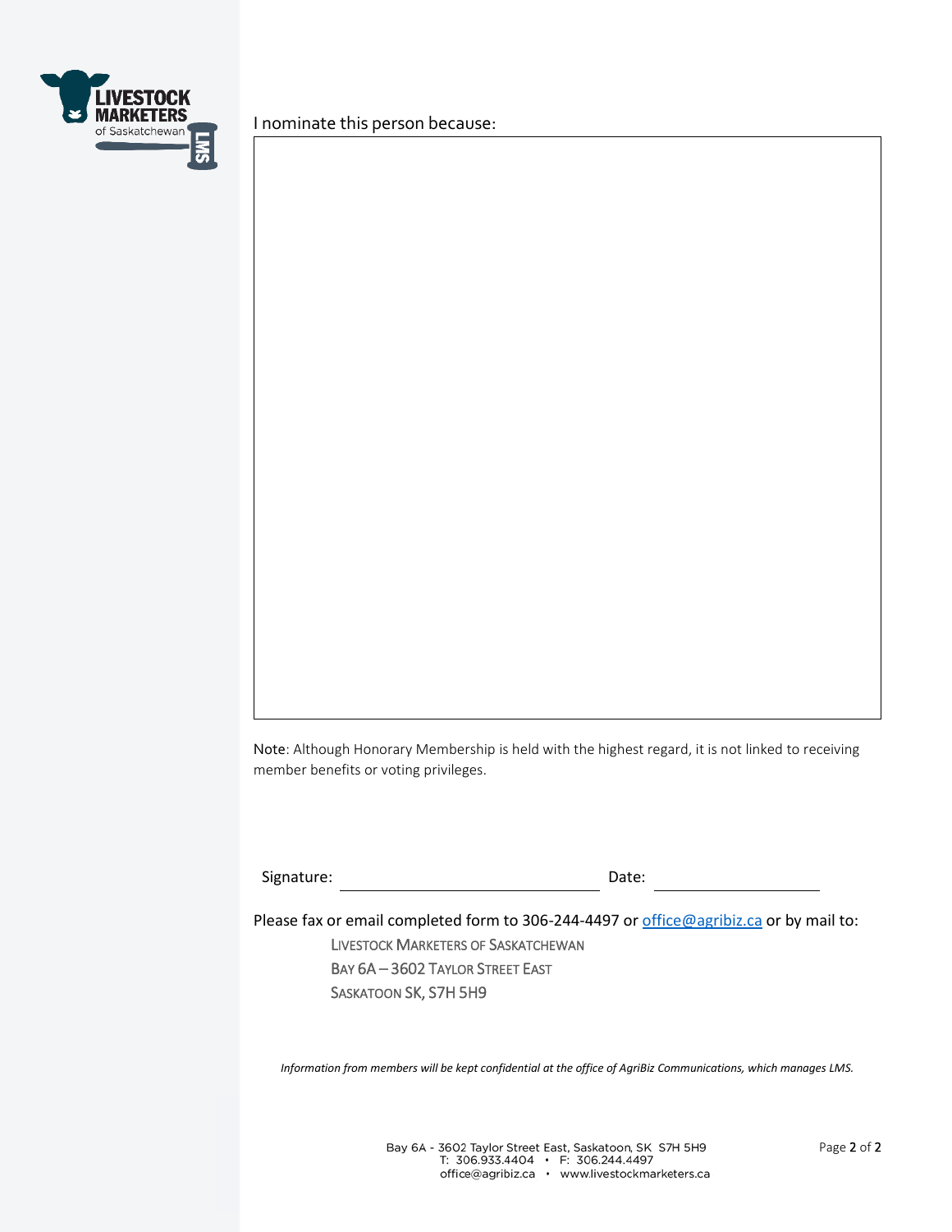I nominate this person because:

Note: Although Honorary Membership is held with the highest regard, it is not linked to receiving member benefits or voting privileges.

Signature: ______________________ Date: ______________

Please fax or email completed form to 306-244-4497 or office@agribiz.ca or by mail to:

LIVESTOCK MARKETERS OF SASKATCHEWAN
BAY 6A – 3602 TAYLOR STREET EAST
SASKATOON SK, S7H 5H9

*Information from members will be kept confidential at the office of AgriBiz Communications, which manages LMS.*